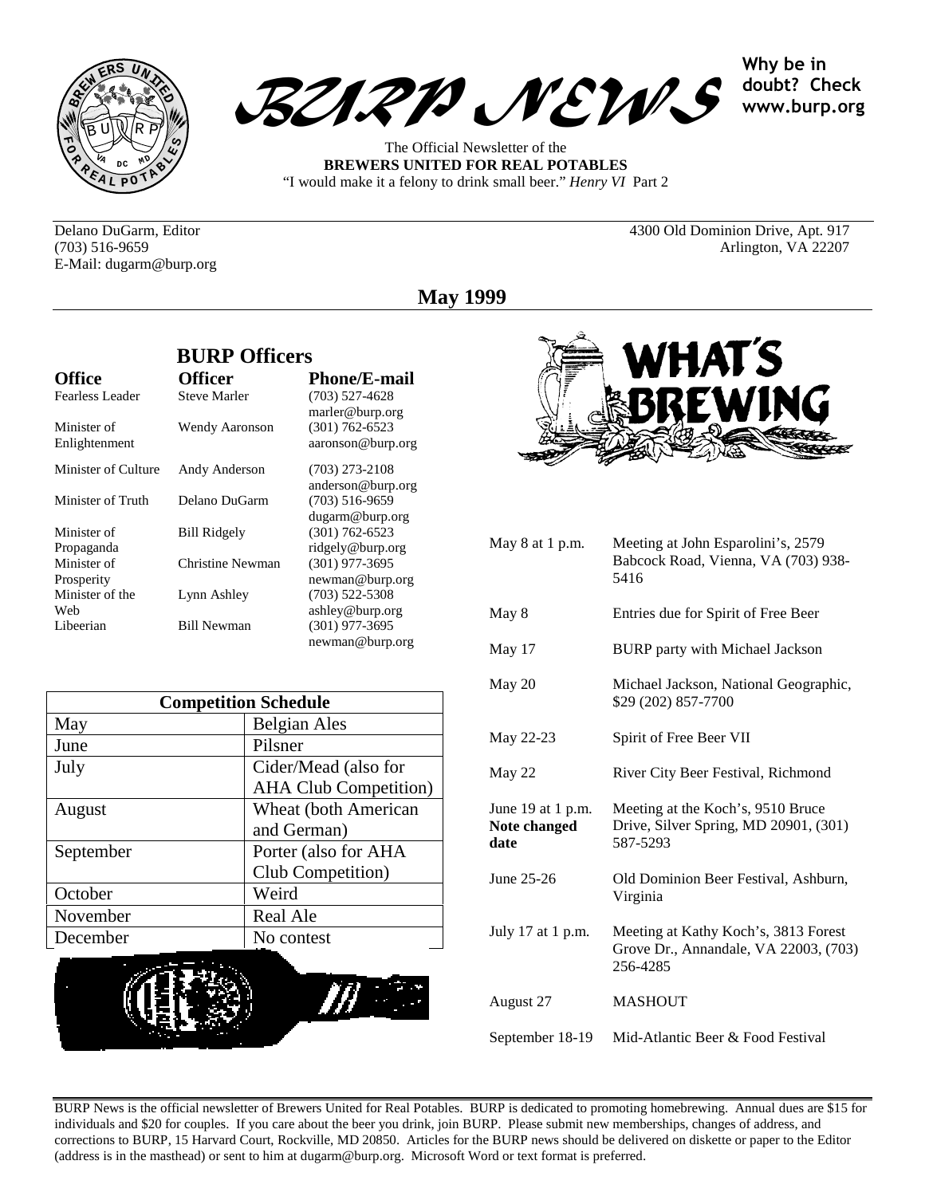# BURP NEWS

**Why be in doubt? Check www.burp.org**

The Official Newsletter of the
**BREWERS UNITED FOR REAL POTABLES**
"I would make it a felony to drink small beer." *Henry VI* Part 2

Delano DuGarm, Editor
(703) 516-9659
E-Mail: dugarm@burp.org

4300 Old Dominion Drive, Apt. 917
Arlington, VA 22207

## May 1999

### BURP Officers

| Office | Officer | Phone/E-mail |
| --- | --- | --- |
| Fearless Leader | Steve Marler | (703) 527-4628 marler@burp.org |
| Minister of Enlightenment | Wendy Aaronson | (301) 762-6523 aaronson@burp.org |
| Minister of Culture | Andy Anderson | (703) 273-2108 anderson@burp.org |
| Minister of Truth | Delano DuGarm | (703) 516-9659 dugarm@burp.org |
| Minister of Propaganda | Bill Ridgely | (301) 762-6523 ridgely@burp.org |
| Minister of Prosperity | Christine Newman | (301) 977-3695 newman@burp.org |
| Minister of the Web | Lynn Ashley | (703) 522-5308 ashley@burp.org |
| Libeerian | Bill Newman | (301) 977-3695 newman@burp.org |

| Competition Schedule | |
| --- | --- |
| May | Belgian Ales |
| June | Pilsner |
| July | Cider/Mead (also for AHA Club Competition) |
| August | Wheat (both American and German) |
| September | Porter (also for AHA Club Competition) |
| October | Weird |
| November | Real Ale |
| December | No contest |

### WHAT'S BREWING

| | |
| --- | --- |
| May 8 at 1 p.m. | Meeting at John Esparolini's, 2579 Babcock Road, Vienna, VA (703) 938-5416 |
| May 8 | Entries due for Spirit of Free Beer |
| May 17 | BURP party with Michael Jackson |
| May 20 | Michael Jackson, National Geographic, $29 (202) 857-7700 |
| May 22-23 | Spirit of Free Beer VII |
| May 22 | River City Beer Festival, Richmond |
| June 19 at 1 p.m. **Note changed date** | Meeting at the Koch's, 9510 Bruce Drive, Silver Spring, MD 20901, (301) 587-5293 |
| June 25-26 | Old Dominion Beer Festival, Ashburn, Virginia |
| July 17 at 1 p.m. | Meeting at Kathy Koch's, 3813 Forest Grove Dr., Annandale, VA 22003, (703) 256-4285 |
| August 27 | MASHOUT |
| September 18-19 | Mid-Atlantic Beer & Food Festival |

BURP News is the official newsletter of Brewers United for Real Potables. BURP is dedicated to promoting homebrewing. Annual dues are $15 for individuals and $20 for couples. If you care about the beer you drink, join BURP. Please submit new memberships, changes of address, and corrections to BURP, 15 Harvard Court, Rockville, MD 20850. Articles for the BURP news should be delivered on diskette or paper to the Editor (address is in the masthead) or sent to him at dugarm@burp.org. Microsoft Word or text format is preferred.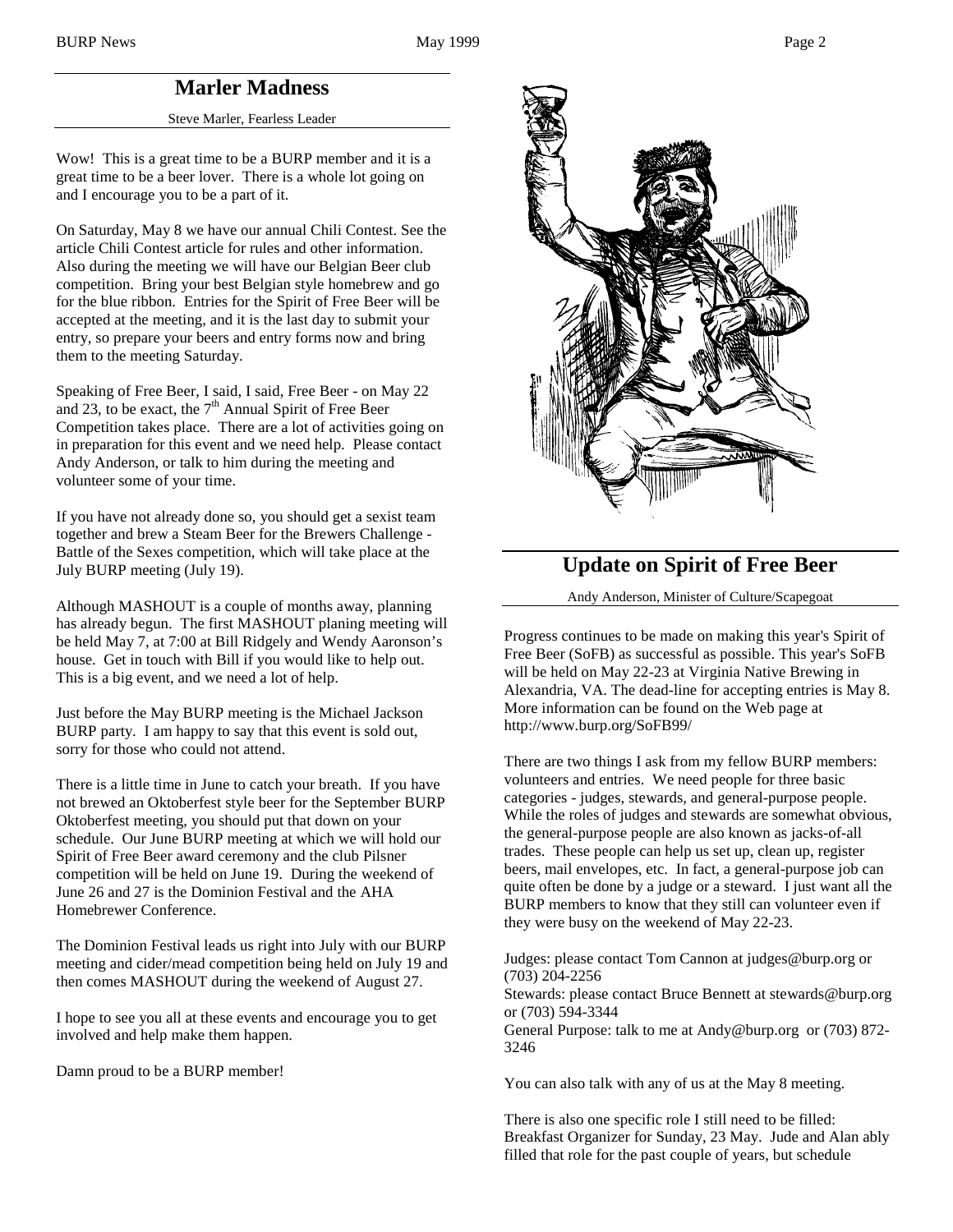## Marler Madness

Steve Marler, Fearless Leader

Wow! This is a great time to be a BURP member and it is a great time to be a beer lover. There is a whole lot going on and I encourage you to be a part of it.

On Saturday, May 8 we have our annual Chili Contest. See the article Chili Contest article for rules and other information. Also during the meeting we will have our Belgian Beer club competition. Bring your best Belgian style homebrew and go for the blue ribbon. Entries for the Spirit of Free Beer will be accepted at the meeting, and it is the last day to submit your entry, so prepare your beers and entry forms now and bring them to the meeting Saturday.

Speaking of Free Beer, I said, I said, Free Beer - on May 22 and 23, to be exact, the 7th Annual Spirit of Free Beer Competition takes place. There are a lot of activities going on in preparation for this event and we need help. Please contact Andy Anderson, or talk to him during the meeting and volunteer some of your time.

If you have not already done so, you should get a sexist team together and brew a Steam Beer for the Brewers Challenge - Battle of the Sexes competition, which will take place at the July BURP meeting (July 19).

Although MASHOUT is a couple of months away, planning has already begun. The first MASHOUT planing meeting will be held May 7, at 7:00 at Bill Ridgely and Wendy Aaronson's house. Get in touch with Bill if you would like to help out. This is a big event, and we need a lot of help.

Just before the May BURP meeting is the Michael Jackson BURP party. I am happy to say that this event is sold out, sorry for those who could not attend.

There is a little time in June to catch your breath. If you have not brewed an Oktoberfest style beer for the September BURP Oktoberfest meeting, you should put that down on your schedule. Our June BURP meeting at which we will hold our Spirit of Free Beer award ceremony and the club Pilsner competition will be held on June 19. During the weekend of June 26 and 27 is the Dominion Festival and the AHA Homebrewer Conference.

The Dominion Festival leads us right into July with our BURP meeting and cider/mead competition being held on July 19 and then comes MASHOUT during the weekend of August 27.

I hope to see you all at these events and encourage you to get involved and help make them happen.

Damn proud to be a BURP member!

## Update on Spirit of Free Beer

Andy Anderson, Minister of Culture/Scapegoat

Progress continues to be made on making this year's Spirit of Free Beer (SoFB) as successful as possible. This year's SoFB will be held on May 22-23 at Virginia Native Brewing in Alexandria, VA. The dead-line for accepting entries is May 8. More information can be found on the Web page at http://www.burp.org/SoFB99/

There are two things I ask from my fellow BURP members: volunteers and entries. We need people for three basic categories - judges, stewards, and general-purpose people. While the roles of judges and stewards are somewhat obvious, the general-purpose people are also known as jacks-of-all trades. These people can help us set up, clean up, register beers, mail envelopes, etc. In fact, a general-purpose job can quite often be done by a judge or a steward. I just want all the BURP members to know that they still can volunteer even if they were busy on the weekend of May 22-23.

Judges: please contact Tom Cannon at judges@burp.org or (703) 204-2256
Stewards: please contact Bruce Bennett at stewards@burp.org or (703) 594-3344
General Purpose: talk to me at Andy@burp.org or (703) 872-3246

You can also talk with any of us at the May 8 meeting.

There is also one specific role I still need to be filled: Breakfast Organizer for Sunday, 23 May. Jude and Alan ably filled that role for the past couple of years, but schedule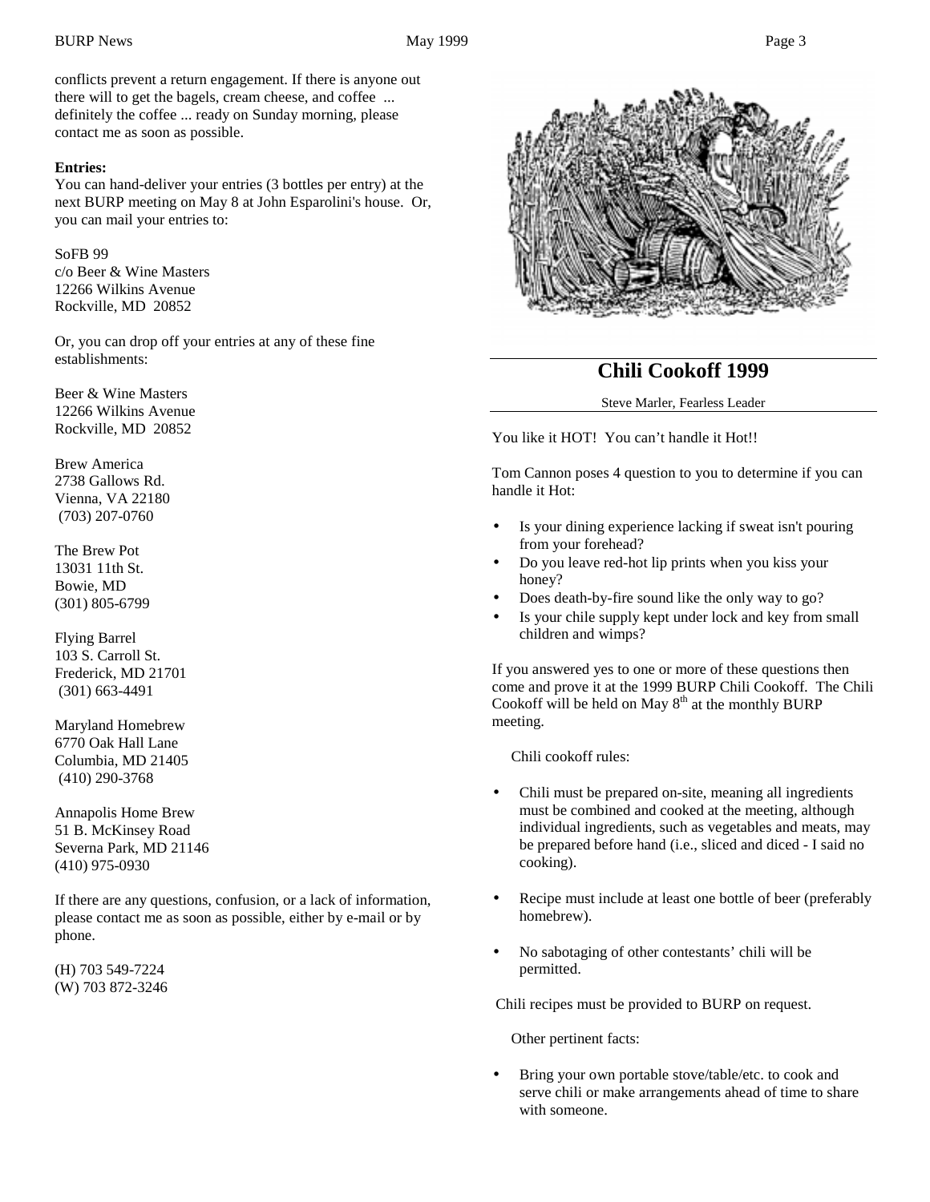conflicts prevent a return engagement. If there is anyone out there will to get the bagels, cream cheese, and coffee ... definitely the coffee ... ready on Sunday morning, please contact me as soon as possible.

**Entries:**
You can hand-deliver your entries (3 bottles per entry) at the next BURP meeting on May 8 at John Esparolini's house. Or, you can mail your entries to:

SoFB 99
c/o Beer & Wine Masters
12266 Wilkins Avenue
Rockville, MD 20852

Or, you can drop off your entries at any of these fine establishments:

Beer & Wine Masters
12266 Wilkins Avenue
Rockville, MD 20852

Brew America
2738 Gallows Rd.
Vienna, VA 22180
(703) 207-0760

The Brew Pot
13031 11th St.
Bowie, MD
(301) 805-6799

Flying Barrel
103 S. Carroll St.
Frederick, MD 21701
(301) 663-4491

Maryland Homebrew
6770 Oak Hall Lane
Columbia, MD 21405
(410) 290-3768

Annapolis Home Brew
51 B. McKinsey Road
Severna Park, MD 21146
(410) 975-0930

If there are any questions, confusion, or a lack of information, please contact me as soon as possible, either by e-mail or by phone.

(H) 703 549-7224
(W) 703 872-3246

## Chili Cookoff 1999

Steve Marler, Fearless Leader

You like it HOT! You can't handle it Hot!!

Tom Cannon poses 4 question to you to determine if you can handle it Hot:

- Is your dining experience lacking if sweat isn't pouring from your forehead?
- Do you leave red-hot lip prints when you kiss your honey?
- Does death-by-fire sound like the only way to go?
- Is your chile supply kept under lock and key from small children and wimps?

If you answered yes to one or more of these questions then come and prove it at the 1999 BURP Chili Cookoff. The Chili Cookoff will be held on May 8th at the monthly BURP meeting.

Chili cookoff rules:

- Chili must be prepared on-site, meaning all ingredients must be combined and cooked at the meeting, although individual ingredients, such as vegetables and meats, may be prepared before hand (i.e., sliced and diced - I said no cooking).
- Recipe must include at least one bottle of beer (preferably homebrew).
- No sabotaging of other contestants' chili will be permitted.

Chili recipes must be provided to BURP on request.

Other pertinent facts:

- Bring your own portable stove/table/etc. to cook and serve chili or make arrangements ahead of time to share with someone.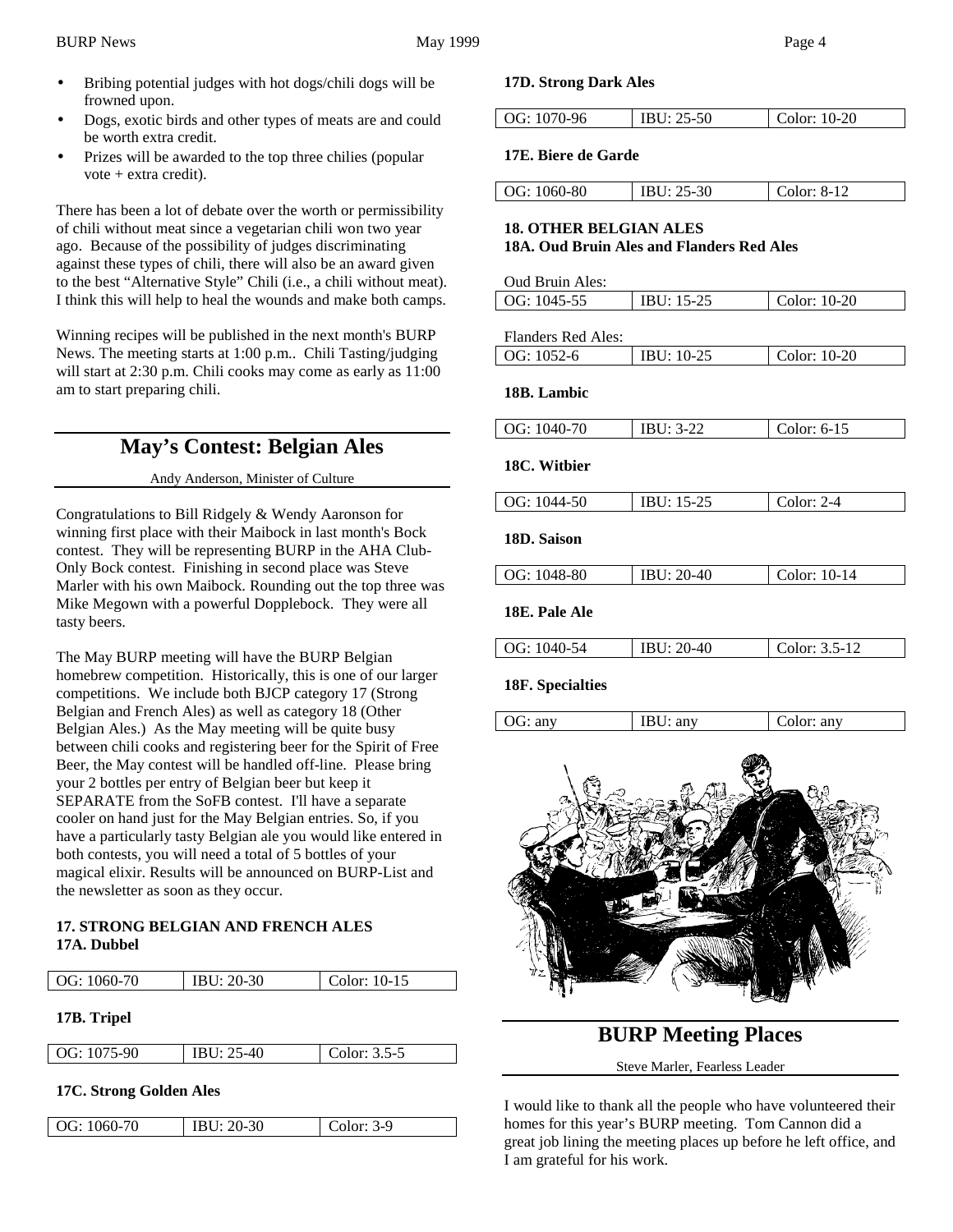- Bribing potential judges with hot dogs/chili dogs will be frowned upon.
- Dogs, exotic birds and other types of meats are and could be worth extra credit.
- Prizes will be awarded to the top three chilies (popular vote + extra credit).

There has been a lot of debate over the worth or permissibility of chili without meat since a vegetarian chili won two year ago. Because of the possibility of judges discriminating against these types of chili, there will also be an award given to the best "Alternative Style" Chili (i.e., a chili without meat). I think this will help to heal the wounds and make both camps.

Winning recipes will be published in the next month's BURP News. The meeting starts at 1:00 p.m.. Chili Tasting/judging will start at 2:30 p.m. Chili cooks may come as early as 11:00 am to start preparing chili.

## May's Contest: Belgian Ales

Andy Anderson, Minister of Culture

Congratulations to Bill Ridgely & Wendy Aaronson for winning first place with their Maibock in last month's Bock contest. They will be representing BURP in the AHA Club-Only Bock contest. Finishing in second place was Steve Marler with his own Maibock. Rounding out the top three was Mike Megown with a powerful Dopplebock. They were all tasty beers.

The May BURP meeting will have the BURP Belgian homebrew competition. Historically, this is one of our larger competitions. We include both BJCP category 17 (Strong Belgian and French Ales) as well as category 18 (Other Belgian Ales.) As the May meeting will be quite busy between chili cooks and registering beer for the Spirit of Free Beer, the May contest will be handled off-line. Please bring your 2 bottles per entry of Belgian beer but keep it SEPARATE from the SoFB contest. I'll have a separate cooler on hand just for the May Belgian entries. So, if you have a particularly tasty Belgian ale you would like entered in both contests, you will need a total of 5 bottles of your magical elixir. Results will be announced on BURP-List and the newsletter as soon as they occur.

**17. STRONG BELGIAN AND FRENCH ALES**
**17A. Dubbel**

| OG: 1060-70 | IBU: 20-30 | Color: 10-15 |
|---|---|---|

**17B. Tripel**

| OG: 1075-90 | IBU: 25-40 | Color: 3.5-5 |
|---|---|---|

**17C. Strong Golden Ales**

| OG: 1060-70 | IBU: 20-30 | Color: 3-9 |
|---|---|---|

**17D. Strong Dark Ales**

| OG: 1070-96 | IBU: 25-50 | Color: 10-20 |
|---|---|---|

**17E. Biere de Garde**

| OG: 1060-80 | IBU: 25-30 | Color: 8-12 |
|---|---|---|

**18. OTHER BELGIAN ALES**
**18A. Oud Bruin Ales and Flanders Red Ales**

Oud Bruin Ales:

| OG: 1045-55 | IBU: 15-25 | Color: 10-20 |
|---|---|---|

Flanders Red Ales:

| OG: 1052-6 | IBU: 10-25 | Color: 10-20 |
|---|---|---|

**18B. Lambic**

| OG: 1040-70 | IBU: 3-22 | Color: 6-15 |
|---|---|---|

**18C. Witbier**

| OG: 1044-50 | IBU: 15-25 | Color: 2-4 |
|---|---|---|

**18D. Saison**

| OG: 1048-80 | IBU: 20-40 | Color: 10-14 |
|---|---|---|

**18E. Pale Ale**

| OG: 1040-54 | IBU: 20-40 | Color: 3.5-12 |
|---|---|---|

**18F. Specialties**

| OG: any | IBU: any | Color: any |
|---|---|---|

## BURP Meeting Places

Steve Marler, Fearless Leader

I would like to thank all the people who have volunteered their homes for this year's BURP meeting. Tom Cannon did a great job lining the meeting places up before he left office, and I am grateful for his work.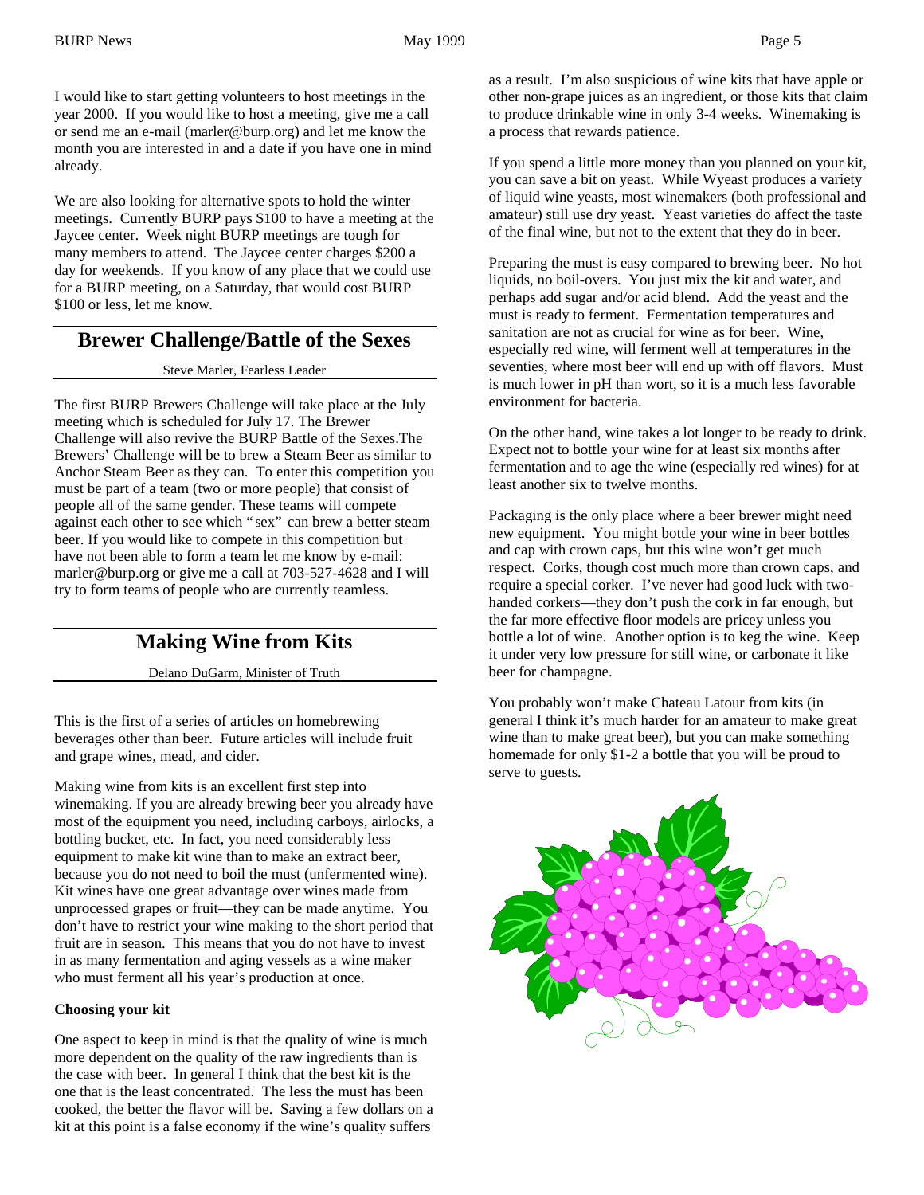I would like to start getting volunteers to host meetings in the year 2000. If you would like to host a meeting, give me a call or send me an e-mail (marler@burp.org) and let me know the month you are interested in and a date if you have one in mind already.

We are also looking for alternative spots to hold the winter meetings. Currently BURP pays $100 to have a meeting at the Jaycee center. Week night BURP meetings are tough for many members to attend. The Jaycee center charges $200 a day for weekends. If you know of any place that we could use for a BURP meeting, on a Saturday, that would cost BURP $100 or less, let me know.

## Brewer Challenge/Battle of the Sexes

Steve Marler, Fearless Leader

The first BURP Brewers Challenge will take place at the July meeting which is scheduled for July 17. The Brewer Challenge will also revive the BURP Battle of the Sexes.The Brewers' Challenge will be to brew a Steam Beer as similar to Anchor Steam Beer as they can. To enter this competition you must be part of a team (two or more people) that consist of people all of the same gender. These teams will compete against each other to see which "sex" can brew a better steam beer. If you would like to compete in this competition but have not been able to form a team let me know by e-mail: marler@burp.org or give me a call at 703-527-4628 and I will try to form teams of people who are currently teamless.

## Making Wine from Kits

Delano DuGarm, Minister of Truth

This is the first of a series of articles on homebrewing beverages other than beer. Future articles will include fruit and grape wines, mead, and cider.

Making wine from kits is an excellent first step into winemaking. If you are already brewing beer you already have most of the equipment you need, including carboys, airlocks, a bottling bucket, etc. In fact, you need considerably less equipment to make kit wine than to make an extract beer, because you do not need to boil the must (unfermented wine). Kit wines have one great advantage over wines made from unprocessed grapes or fruit—they can be made anytime. You don't have to restrict your wine making to the short period that fruit are in season. This means that you do not have to invest in as many fermentation and aging vessels as a wine maker who must ferment all his year's production at once.

**Choosing your kit**

One aspect to keep in mind is that the quality of wine is much more dependent on the quality of the raw ingredients than is the case with beer. In general I think that the best kit is the one that is the least concentrated. The less the must has been cooked, the better the flavor will be. Saving a few dollars on a kit at this point is a false economy if the wine's quality suffers as a result. I'm also suspicious of wine kits that have apple or other non-grape juices as an ingredient, or those kits that claim to produce drinkable wine in only 3-4 weeks. Winemaking is a process that rewards patience.

If you spend a little more money than you planned on your kit, you can save a bit on yeast. While Wyeast produces a variety of liquid wine yeasts, most winemakers (both professional and amateur) still use dry yeast. Yeast varieties do affect the taste of the final wine, but not to the extent that they do in beer.

Preparing the must is easy compared to brewing beer. No hot liquids, no boil-overs. You just mix the kit and water, and perhaps add sugar and/or acid blend. Add the yeast and the must is ready to ferment. Fermentation temperatures and sanitation are not as crucial for wine as for beer. Wine, especially red wine, will ferment well at temperatures in the seventies, where most beer will end up with off flavors. Must is much lower in pH than wort, so it is a much less favorable environment for bacteria.

On the other hand, wine takes a lot longer to be ready to drink. Expect not to bottle your wine for at least six months after fermentation and to age the wine (especially red wines) for at least another six to twelve months.

Packaging is the only place where a beer brewer might need new equipment. You might bottle your wine in beer bottles and cap with crown caps, but this wine won't get much respect. Corks, though cost much more than crown caps, and require a special corker. I've never had good luck with two-handed corkers—they don't push the cork in far enough, but the far more effective floor models are pricey unless you bottle a lot of wine. Another option is to keg the wine. Keep it under very low pressure for still wine, or carbonate it like beer for champagne.

You probably won't make Chateau Latour from kits (in general I think it's much harder for an amateur to make great wine than to make great beer), but you can make something homemade for only $1-2 a bottle that you will be proud to serve to guests.